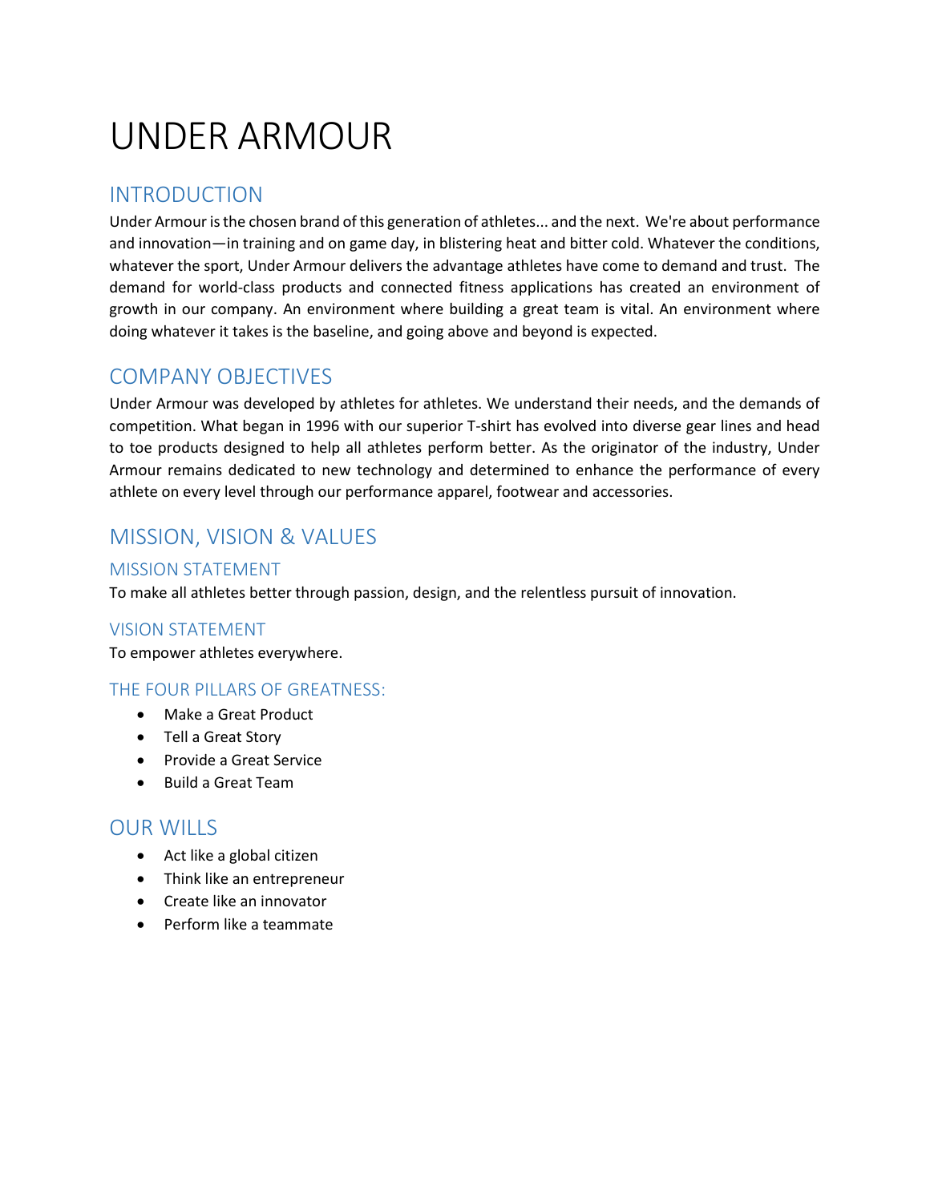# UNDER ARMOUR

## INTRODUCTION

Under Armour is the chosen brand of this generation of athletes... and the next. We're about performance and innovation—in training and on game day, in blistering heat and bitter cold. Whatever the conditions, whatever the sport, Under Armour delivers the advantage athletes have come to demand and trust. The demand for world-class products and connected fitness applications has created an environment of growth in our company. An environment where building a great team is vital. An environment where doing whatever it takes is the baseline, and going above and beyond is expected.

## COMPANY OBJECTIVES

Under Armour was developed by athletes for athletes. We understand their needs, and the demands of competition. What began in 1996 with our superior T-shirt has evolved into diverse gear lines and head to toe products designed to help all athletes perform better. As the originator of the industry, Under Armour remains dedicated to new technology and determined to enhance the performance of every athlete on every level through our performance apparel, footwear and accessories.

## MISSION, VISION & VALUES

### MISSION STATEMENT

To make all athletes better through passion, design, and the relentless pursuit of innovation.

### VISION STATEMENT

To empower athletes everywhere.

### THE FOUR PILLARS OF GREATNESS:

- Make a Great Product
- Tell a Great Story
- Provide a Great Service
- Build a Great Team

## OUR WILLS

- Act like a global citizen
- Think like an entrepreneur
- Create like an innovator
- Perform like a teammate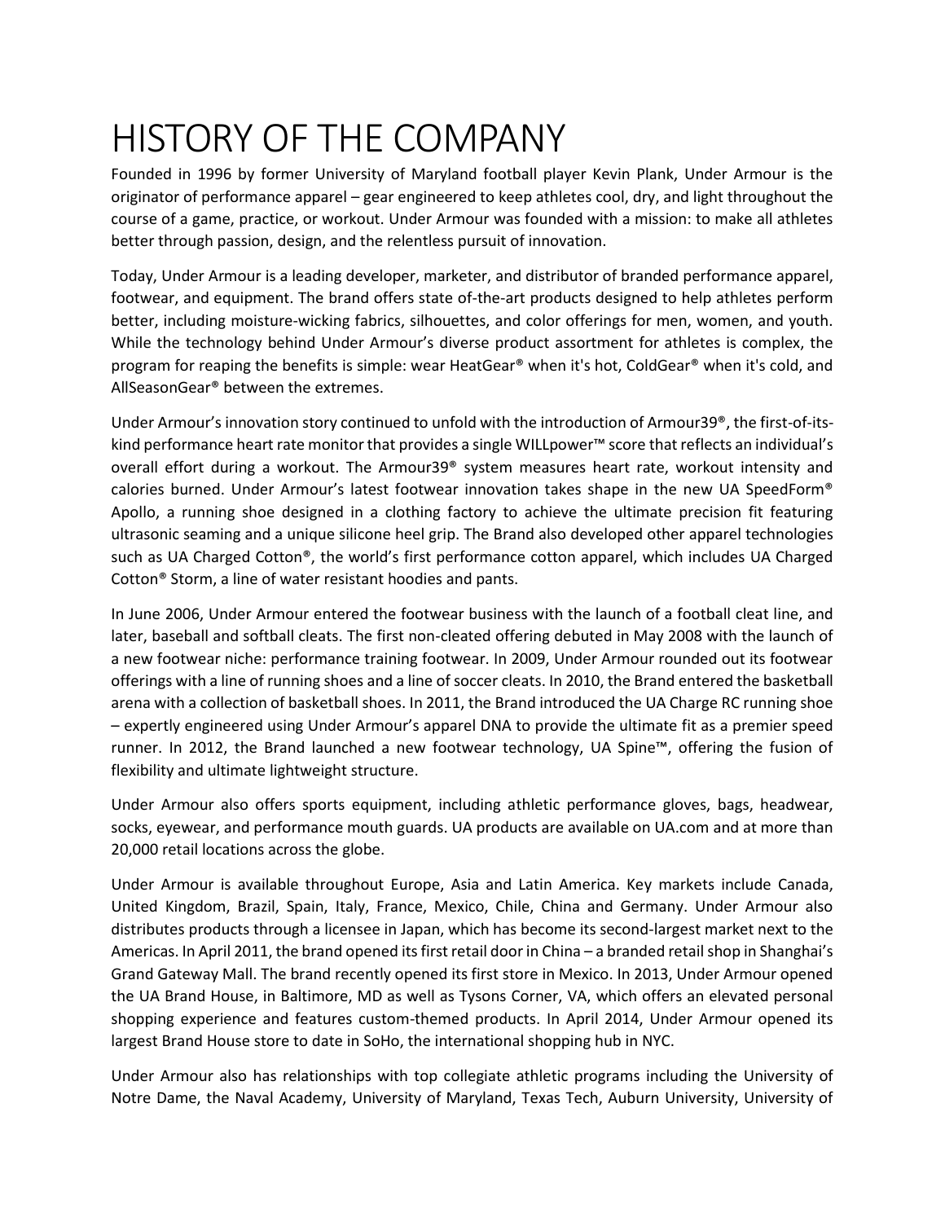# HISTORY OF THE COMPANY

Founded in 1996 by former University of Maryland football player Kevin Plank, Under Armour is the originator of performance apparel – gear engineered to keep athletes cool, dry, and light throughout the course of a game, practice, or workout. Under Armour was founded with a mission: to make all athletes better through passion, design, and the relentless pursuit of innovation.

Today, Under Armour is a leading developer, marketer, and distributor of branded performance apparel, footwear, and equipment. The brand offers state of-the-art products designed to help athletes perform better, including moisture-wicking fabrics, silhouettes, and color offerings for men, women, and youth. While the technology behind Under Armour's diverse product assortment for athletes is complex, the program for reaping the benefits is simple: wear HeatGear® when it's hot, ColdGear® when it's cold, and AllSeasonGear® between the extremes.

Under Armour's innovation story continued to unfold with the introduction of Armour39®, the first-of-its-kind performance heart rate monitor that provides a single WILLpower™ score that reflects an individual's overall effort during a workout. The Armour39® system measures heart rate, workout intensity and calories burned. Under Armour's latest footwear innovation takes shape in the new UA SpeedForm® Apollo, a running shoe designed in a clothing factory to achieve the ultimate precision fit featuring ultrasonic seaming and a unique silicone heel grip. The Brand also developed other apparel technologies such as UA Charged Cotton®, the world's first performance cotton apparel, which includes UA Charged Cotton® Storm, a line of water resistant hoodies and pants.

In June 2006, Under Armour entered the footwear business with the launch of a football cleat line, and later, baseball and softball cleats. The first non-cleated offering debuted in May 2008 with the launch of a new footwear niche: performance training footwear. In 2009, Under Armour rounded out its footwear offerings with a line of running shoes and a line of soccer cleats. In 2010, the Brand entered the basketball arena with a collection of basketball shoes. In 2011, the Brand introduced the UA Charge RC running shoe – expertly engineered using Under Armour's apparel DNA to provide the ultimate fit as a premier speed runner. In 2012, the Brand launched a new footwear technology, UA Spine™, offering the fusion of flexibility and ultimate lightweight structure.

Under Armour also offers sports equipment, including athletic performance gloves, bags, headwear, socks, eyewear, and performance mouth guards. UA products are available on UA.com and at more than 20,000 retail locations across the globe.

Under Armour is available throughout Europe, Asia and Latin America. Key markets include Canada, United Kingdom, Brazil, Spain, Italy, France, Mexico, Chile, China and Germany. Under Armour also distributes products through a licensee in Japan, which has become its second-largest market next to the Americas. In April 2011, the brand opened its first retail door in China – a branded retail shop in Shanghai's Grand Gateway Mall. The brand recently opened its first store in Mexico. In 2013, Under Armour opened the UA Brand House, in Baltimore, MD as well as Tysons Corner, VA, which offers an elevated personal shopping experience and features custom-themed products. In April 2014, Under Armour opened its largest Brand House store to date in SoHo, the international shopping hub in NYC.

Under Armour also has relationships with top collegiate athletic programs including the University of Notre Dame, the Naval Academy, University of Maryland, Texas Tech, Auburn University, University of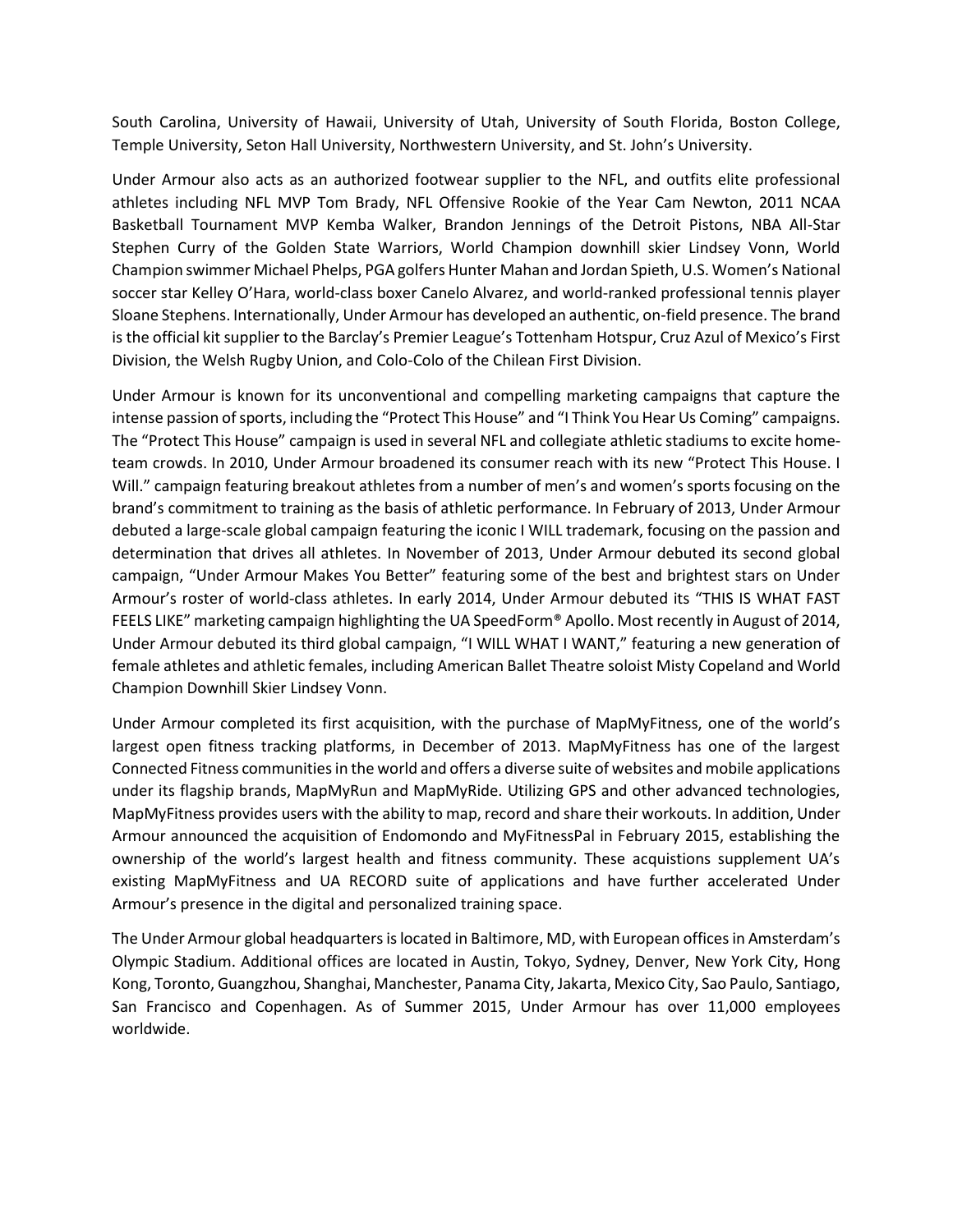South Carolina, University of Hawaii, University of Utah, University of South Florida, Boston College, Temple University, Seton Hall University, Northwestern University, and St. John's University.

Under Armour also acts as an authorized footwear supplier to the NFL, and outfits elite professional athletes including NFL MVP Tom Brady, NFL Offensive Rookie of the Year Cam Newton, 2011 NCAA Basketball Tournament MVP Kemba Walker, Brandon Jennings of the Detroit Pistons, NBA All-Star Stephen Curry of the Golden State Warriors, World Champion downhill skier Lindsey Vonn, World Champion swimmer Michael Phelps, PGA golfers Hunter Mahan and Jordan Spieth, U.S. Women's National soccer star Kelley O'Hara, world-class boxer Canelo Alvarez, and world-ranked professional tennis player Sloane Stephens. Internationally, Under Armour has developed an authentic, on-field presence. The brand is the official kit supplier to the Barclay's Premier League's Tottenham Hotspur, Cruz Azul of Mexico's First Division, the Welsh Rugby Union, and Colo-Colo of the Chilean First Division.

Under Armour is known for its unconventional and compelling marketing campaigns that capture the intense passion of sports, including the "Protect This House" and "I Think You Hear Us Coming" campaigns. The "Protect This House" campaign is used in several NFL and collegiate athletic stadiums to excite home-team crowds. In 2010, Under Armour broadened its consumer reach with its new "Protect This House. I Will." campaign featuring breakout athletes from a number of men's and women's sports focusing on the brand's commitment to training as the basis of athletic performance. In February of 2013, Under Armour debuted a large-scale global campaign featuring the iconic I WILL trademark, focusing on the passion and determination that drives all athletes. In November of 2013, Under Armour debuted its second global campaign, "Under Armour Makes You Better" featuring some of the best and brightest stars on Under Armour's roster of world-class athletes. In early 2014, Under Armour debuted its "THIS IS WHAT FAST FEELS LIKE" marketing campaign highlighting the UA SpeedForm® Apollo. Most recently in August of 2014, Under Armour debuted its third global campaign, "I WILL WHAT I WANT," featuring a new generation of female athletes and athletic females, including American Ballet Theatre soloist Misty Copeland and World Champion Downhill Skier Lindsey Vonn.

Under Armour completed its first acquisition, with the purchase of MapMyFitness, one of the world's largest open fitness tracking platforms, in December of 2013. MapMyFitness has one of the largest Connected Fitness communities in the world and offers a diverse suite of websites and mobile applications under its flagship brands, MapMyRun and MapMyRide. Utilizing GPS and other advanced technologies, MapMyFitness provides users with the ability to map, record and share their workouts. In addition, Under Armour announced the acquisition of Endomondo and MyFitnessPal in February 2015, establishing the ownership of the world's largest health and fitness community. These acquistions supplement UA's existing MapMyFitness and UA RECORD suite of applications and have further accelerated Under Armour's presence in the digital and personalized training space.

The Under Armour global headquarters is located in Baltimore, MD, with European offices in Amsterdam's Olympic Stadium. Additional offices are located in Austin, Tokyo, Sydney, Denver, New York City, Hong Kong, Toronto, Guangzhou, Shanghai, Manchester, Panama City, Jakarta, Mexico City, Sao Paulo, Santiago, San Francisco and Copenhagen. As of Summer 2015, Under Armour has over 11,000 employees worldwide.